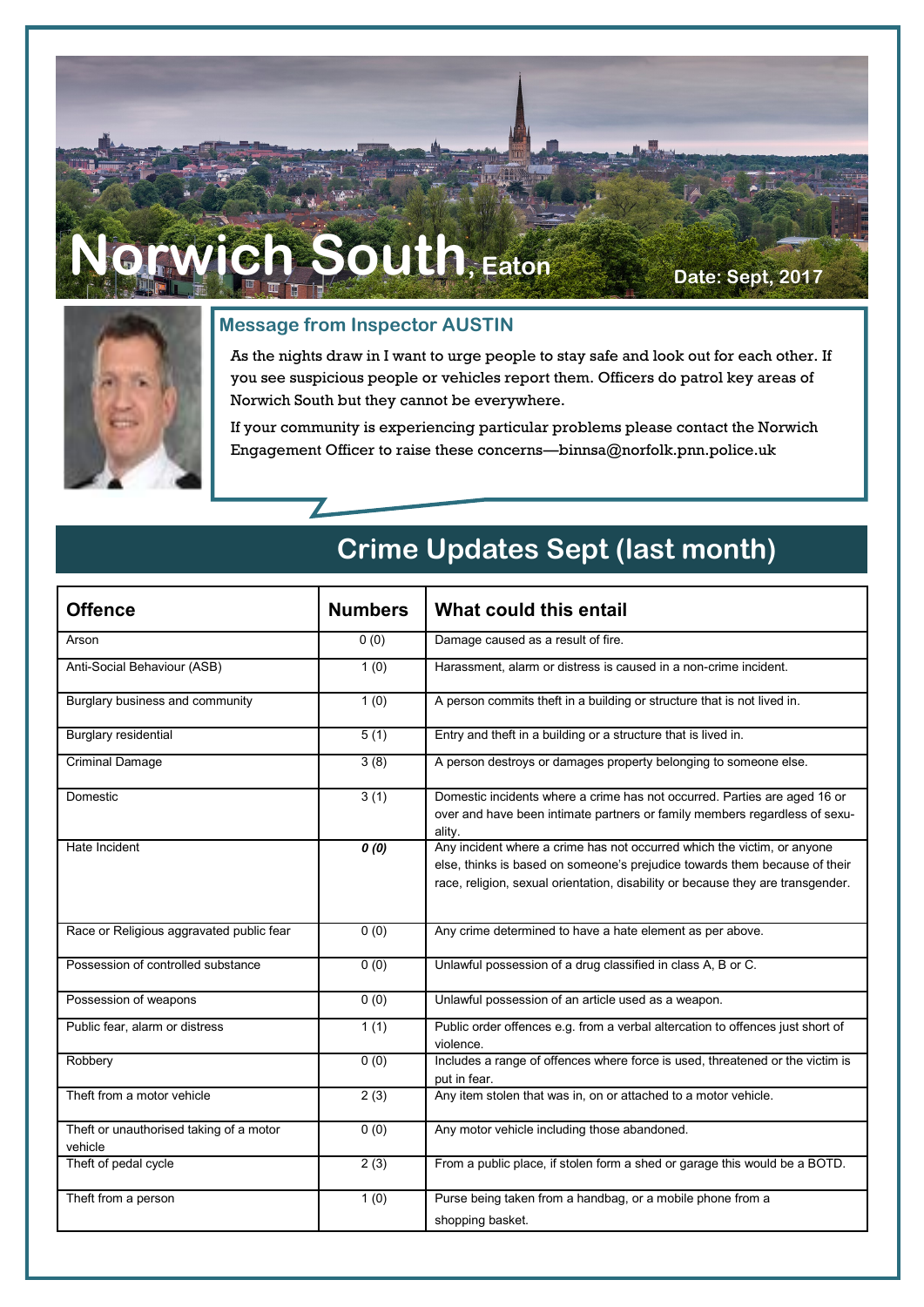# Norwich South, Eaton

**Date: Sept, 2017**

## Message from Inspector AUSTIN

As the nights draw in I want to urge people to stay safe and look out for each other. If you see suspicious people or vehicles report them. Officers do patrol key areas of Norwich South but they cannot be everywhere.

If your community is experiencing particular problems please contact the Norwich Engagement Officer to raise these concerns—binnsa@norfolk.pnn.police.uk

## Crime Updates Sept (last month)

| Offence | Numbers | What could this entail |
|---|---|---|
| Arson | 0 (0) | Damage caused as a result of fire. |
| Anti-Social Behaviour (ASB) | 1 (0) | Harassment, alarm or distress is caused in a non-crime incident. |
| Burglary business and community | 1 (0) | A person commits theft in a building or structure that is not lived in. |
| Burglary residential | 5 (1) | Entry and theft in a building or a structure that is lived in. |
| Criminal Damage | 3 (8) | A person destroys or damages property belonging to someone else. |
| Domestic | 3 (1) | Domestic incidents where a crime has not occurred. Parties are aged 16 or over and have been intimate partners or family members regardless of sexuality. |
| Hate Incident | ***0 (0)*** | Any incident where a crime has not occurred which the victim, or anyone else, thinks is based on someone's prejudice towards them because of their race, religion, sexual orientation, disability or because they are transgender. |
| Race or Religious aggravated public fear | 0 (0) | Any crime determined to have a hate element as per above. |
| Possession of controlled substance | 0 (0) | Unlawful possession of a drug classified in class A, B or C. |
| Possession of weapons | 0 (0) | Unlawful possession of an article used as a weapon. |
| Public fear, alarm or distress | 1 (1) | Public order offences e.g. from a verbal altercation to offences just short of violence. |
| Robbery | 0 (0) | Includes a range of offences where force is used, threatened or the victim is put in fear. |
| Theft from a motor vehicle | 2 (3) | Any item stolen that was in, on or attached to a motor vehicle. |
| Theft or unauthorised taking of a motor vehicle | 0 (0) | Any motor vehicle including those abandoned. |
| Theft of pedal cycle | 2 (3) | From a public place, if stolen form a shed or garage this would be a BOTD. |
| Theft from a person | 1 (0) | Purse being taken from a handbag, or a mobile phone from a shopping basket. |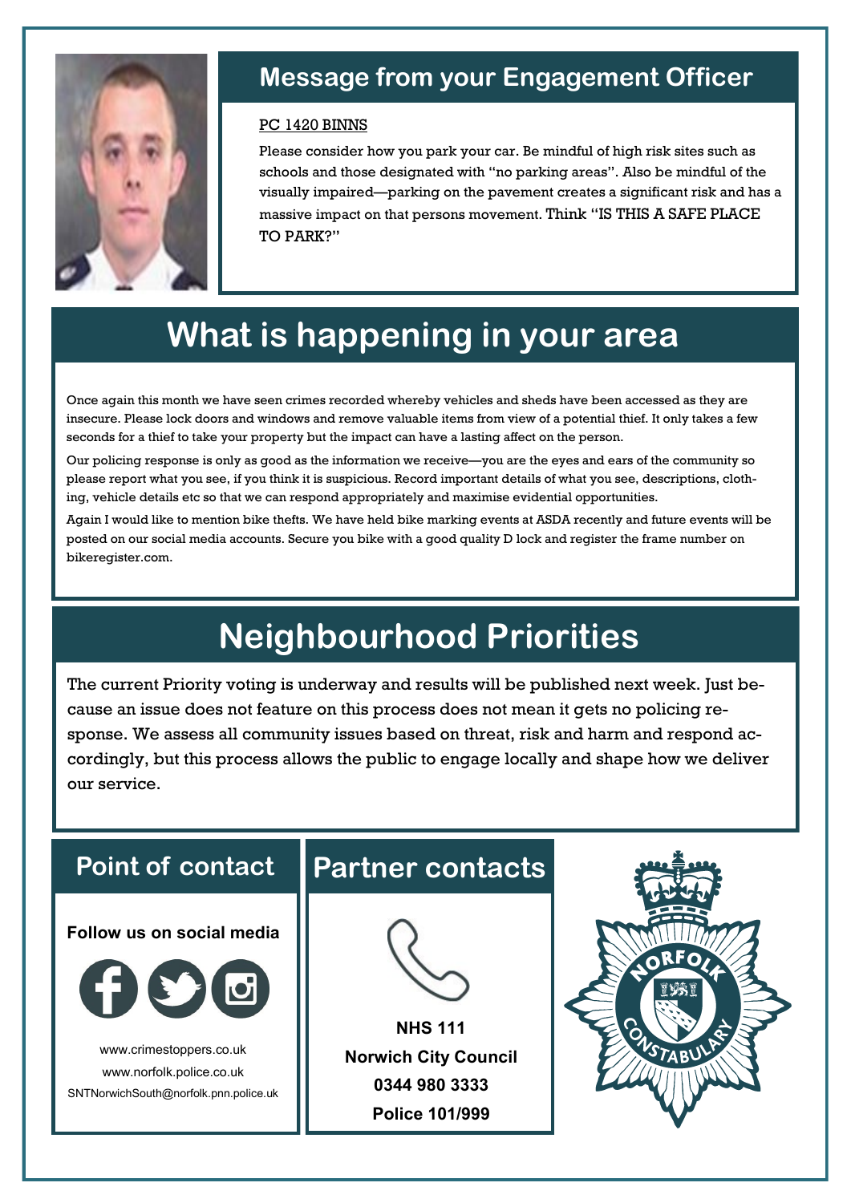## Message from your Engagement Officer

PC 1420 BINNS

Please consider how you park your car. Be mindful of high risk sites such as schools and those designated with "no parking areas". Also be mindful of the visually impaired—parking on the pavement creates a significant risk and has a massive impact on that persons movement. Think "IS THIS A SAFE PLACE TO PARK?"

# What is happening in your area

Once again this month we have seen crimes recorded whereby vehicles and sheds have been accessed as they are insecure. Please lock doors and windows and remove valuable items from view of a potential thief. It only takes a few seconds for a thief to take your property but the impact can have a lasting affect on the person.

Our policing response is only as good as the information we receive—you are the eyes and ears of the community so please report what you see, if you think it is suspicious. Record important details of what you see, descriptions, clothing, vehicle details etc so that we can respond appropriately and maximise evidential opportunities.

Again I would like to mention bike thefts. We have held bike marking events at ASDA recently and future events will be posted on our social media accounts. Secure you bike with a good quality D lock and register the frame number on bikeregister.com.

# Neighbourhood Priorities

The current Priority voting is underway and results will be published next week. Just because an issue does not feature on this process does not mean it gets no policing response. We assess all community issues based on threat, risk and harm and respond accordingly, but this process allows the public to engage locally and shape how we deliver our service.

## Point of contact

**Follow us on social media**

www.crimestoppers.co.uk

www.norfolk.police.co.uk

SNTNorwichSouth@norfolk.pnn.police.uk

## Partner contacts

**NHS 111**

**Norwich City Council**

**0344 980 3333**

**Police 101/999**